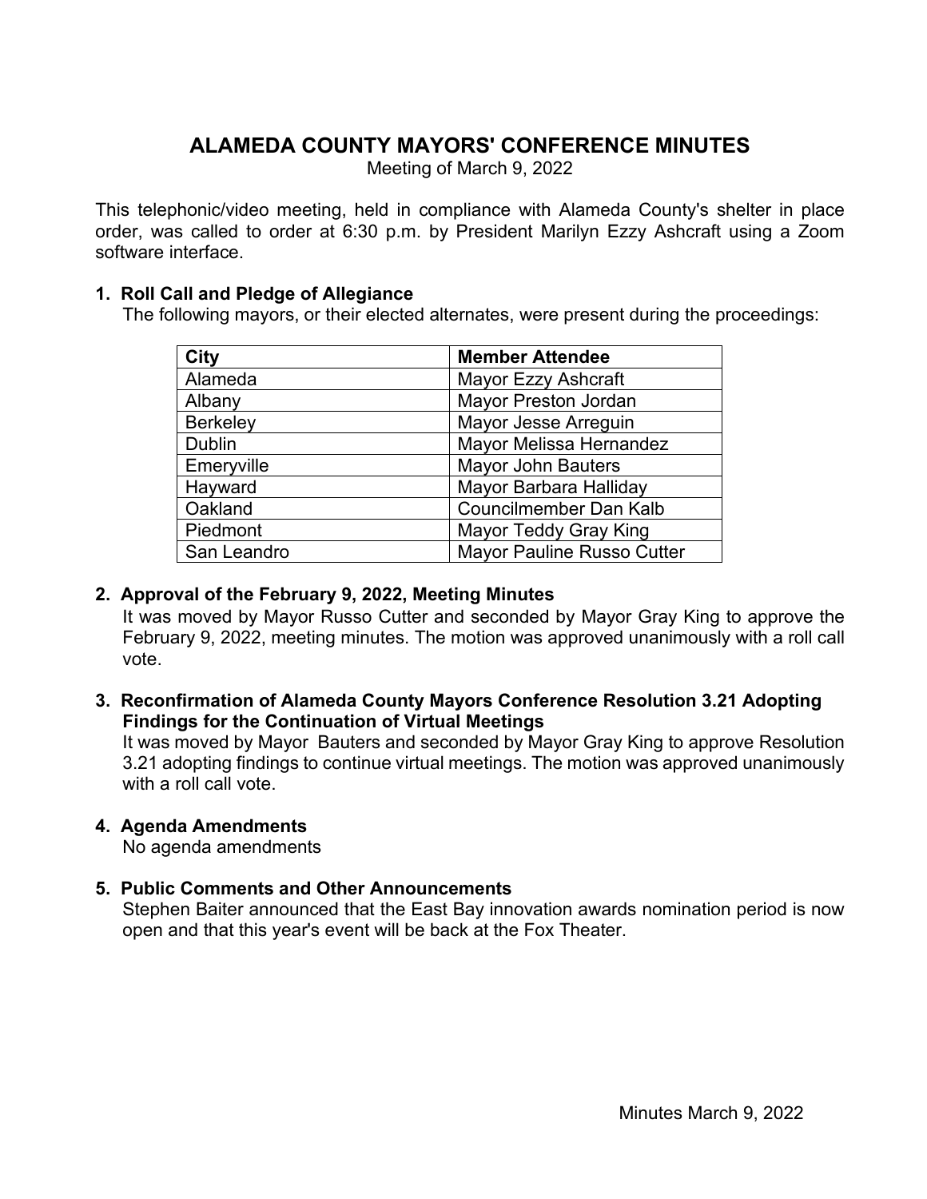# ALAMEDA COUNTY MAYORS' CONFERENCE MINUTES

Meeting of March 9, 2022

This telephonic/video meeting, held in compliance with Alameda County's shelter in place order, was called to order at 6:30 p.m. by President Marilyn Ezzy Ashcraft using a Zoom software interface.

### 1. Roll Call and Pledge of Allegiance

The following mayors, or their elected alternates, were present during the proceedings:

| City | Member Attendee |
|---|---|
| Alameda | Mayor Ezzy Ashcraft |
| Albany | Mayor Preston Jordan |
| Berkeley | Mayor Jesse Arreguin |
| Dublin | Mayor Melissa Hernandez |
| Emeryville | Mayor John Bauters |
| Hayward | Mayor Barbara Halliday |
| Oakland | Councilmember Dan Kalb |
| Piedmont | Mayor Teddy Gray King |
| San Leandro | Mayor Pauline Russo Cutter |

### 2. Approval of the February 9, 2022, Meeting Minutes

It was moved by Mayor Russo Cutter and seconded by Mayor Gray King to approve the February 9, 2022, meeting minutes. The motion was approved unanimously with a roll call vote.

### 3. Reconfirmation of Alameda County Mayors Conference Resolution 3.21 Adopting Findings for the Continuation of Virtual Meetings

It was moved by Mayor Bauters and seconded by Mayor Gray King to approve Resolution 3.21 adopting findings to continue virtual meetings. The motion was approved unanimously with a roll call vote.

### 4. Agenda Amendments

No agenda amendments

### 5. Public Comments and Other Announcements

Stephen Baiter announced that the East Bay innovation awards nomination period is now open and that this year's event will be back at the Fox Theater.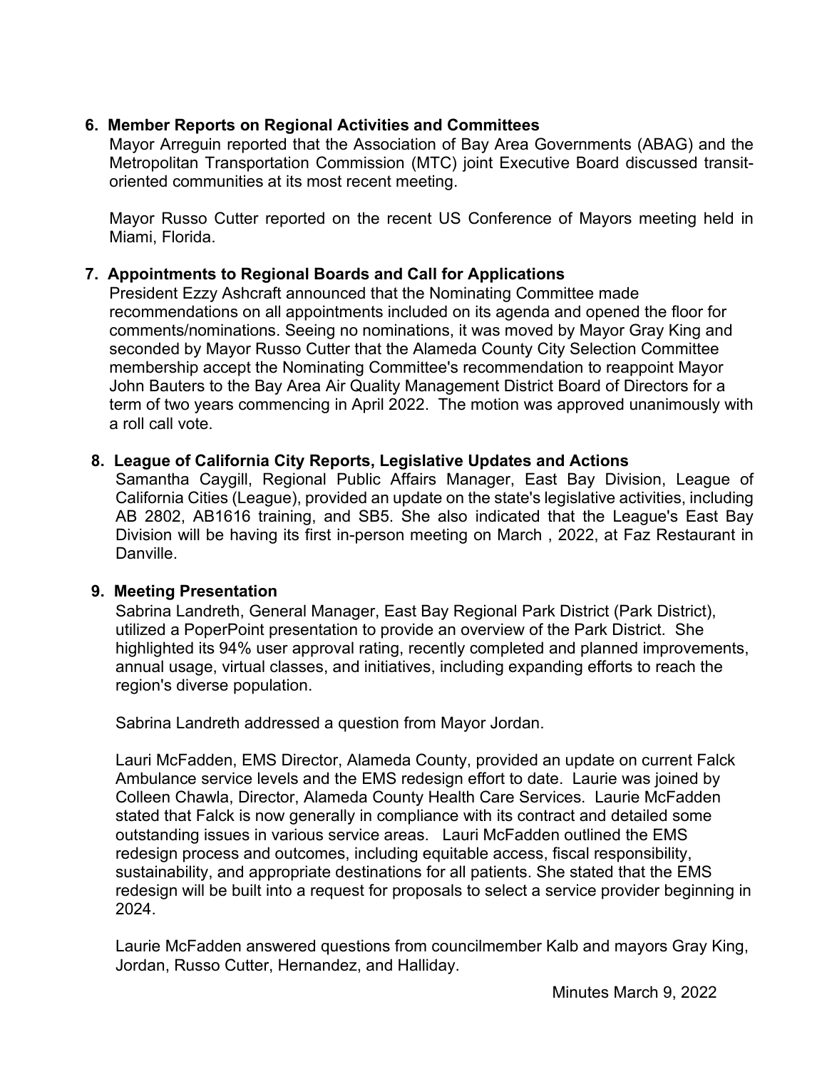**6. Member Reports on Regional Activities and Committees**

Mayor Arreguin reported that the Association of Bay Area Governments (ABAG) and the Metropolitan Transportation Commission (MTC) joint Executive Board discussed transit-oriented communities at its most recent meeting.

Mayor Russo Cutter reported on the recent US Conference of Mayors meeting held in Miami, Florida.

**7. Appointments to Regional Boards and Call for Applications**

President Ezzy Ashcraft announced that the Nominating Committee made recommendations on all appointments included on its agenda and opened the floor for comments/nominations. Seeing no nominations, it was moved by Mayor Gray King and seconded by Mayor Russo Cutter that the Alameda County City Selection Committee membership accept the Nominating Committee's recommendation to reappoint Mayor John Bauters to the Bay Area Air Quality Management District Board of Directors for a term of two years commencing in April 2022. The motion was approved unanimously with a roll call vote.

**8. League of California City Reports, Legislative Updates and Actions**

Samantha Caygill, Regional Public Affairs Manager, East Bay Division, League of California Cities (League), provided an update on the state's legislative activities, including AB 2802, AB1616 training, and SB5. She also indicated that the League's East Bay Division will be having its first in-person meeting on March , 2022, at Faz Restaurant in Danville.

**9. Meeting Presentation**

Sabrina Landreth, General Manager, East Bay Regional Park District (Park District), utilized a PoperPoint presentation to provide an overview of the Park District. She highlighted its 94% user approval rating, recently completed and planned improvements, annual usage, virtual classes, and initiatives, including expanding efforts to reach the region's diverse population.

Sabrina Landreth addressed a question from Mayor Jordan.

Lauri McFadden, EMS Director, Alameda County, provided an update on current Falck Ambulance service levels and the EMS redesign effort to date. Laurie was joined by Colleen Chawla, Director, Alameda County Health Care Services. Laurie McFadden stated that Falck is now generally in compliance with its contract and detailed some outstanding issues in various service areas. Lauri McFadden outlined the EMS redesign process and outcomes, including equitable access, fiscal responsibility, sustainability, and appropriate destinations for all patients. She stated that the EMS redesign will be built into a request for proposals to select a service provider beginning in 2024.

Laurie McFadden answered questions from councilmember Kalb and mayors Gray King, Jordan, Russo Cutter, Hernandez, and Halliday.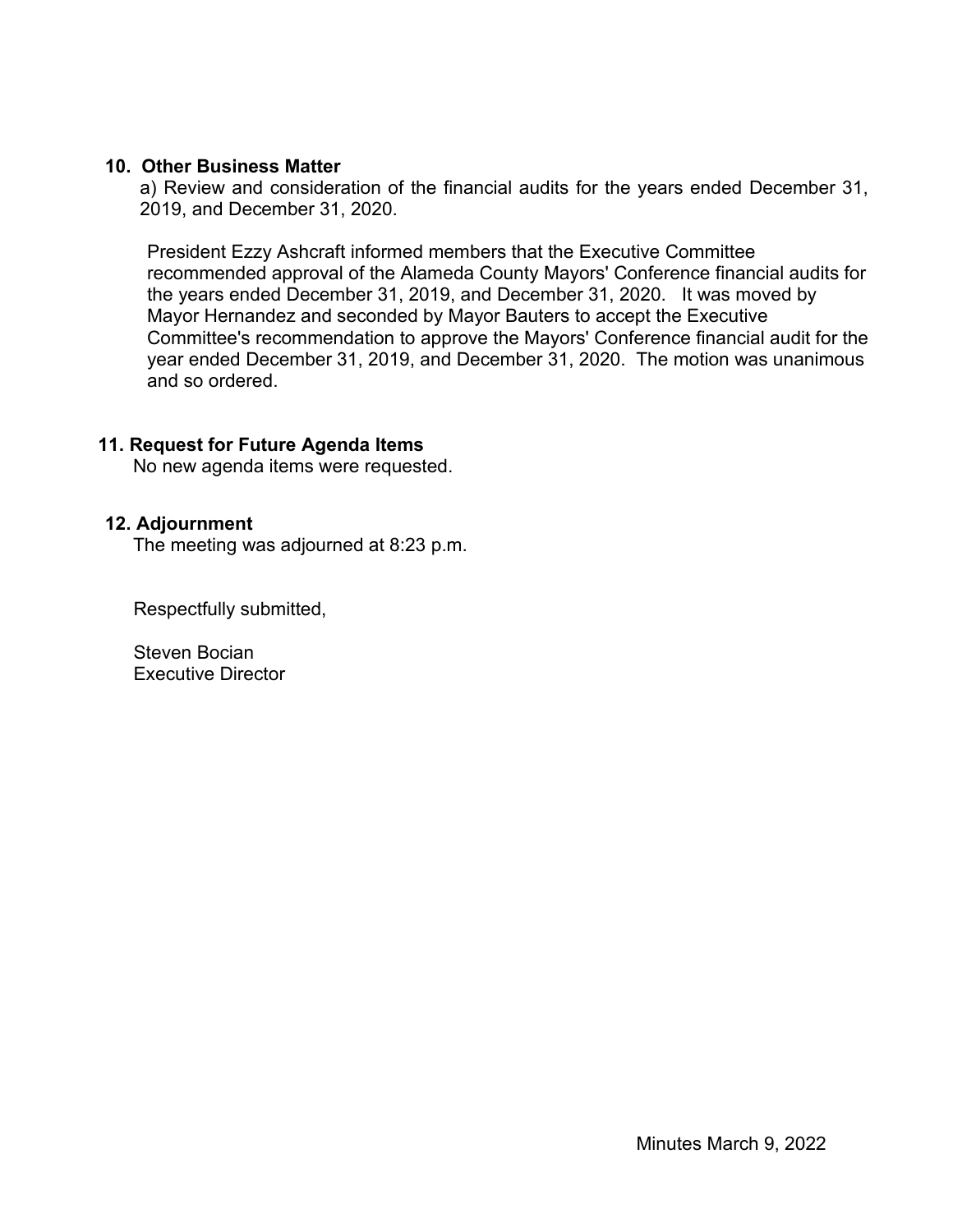**10. Other Business Matter**

a) Review and consideration of the financial audits for the years ended December 31, 2019, and December 31, 2020.

President Ezzy Ashcraft informed members that the Executive Committee recommended approval of the Alameda County Mayors' Conference financial audits for the years ended December 31, 2019, and December 31, 2020. It was moved by Mayor Hernandez and seconded by Mayor Bauters to accept the Executive Committee's recommendation to approve the Mayors' Conference financial audit for the year ended December 31, 2019, and December 31, 2020. The motion was unanimous and so ordered.

**11. Request for Future Agenda Items**

No new agenda items were requested.

**12. Adjournment**

The meeting was adjourned at 8:23 p.m.

Respectfully submitted,

Steven Bocian
Executive Director

Minutes March 9, 2022